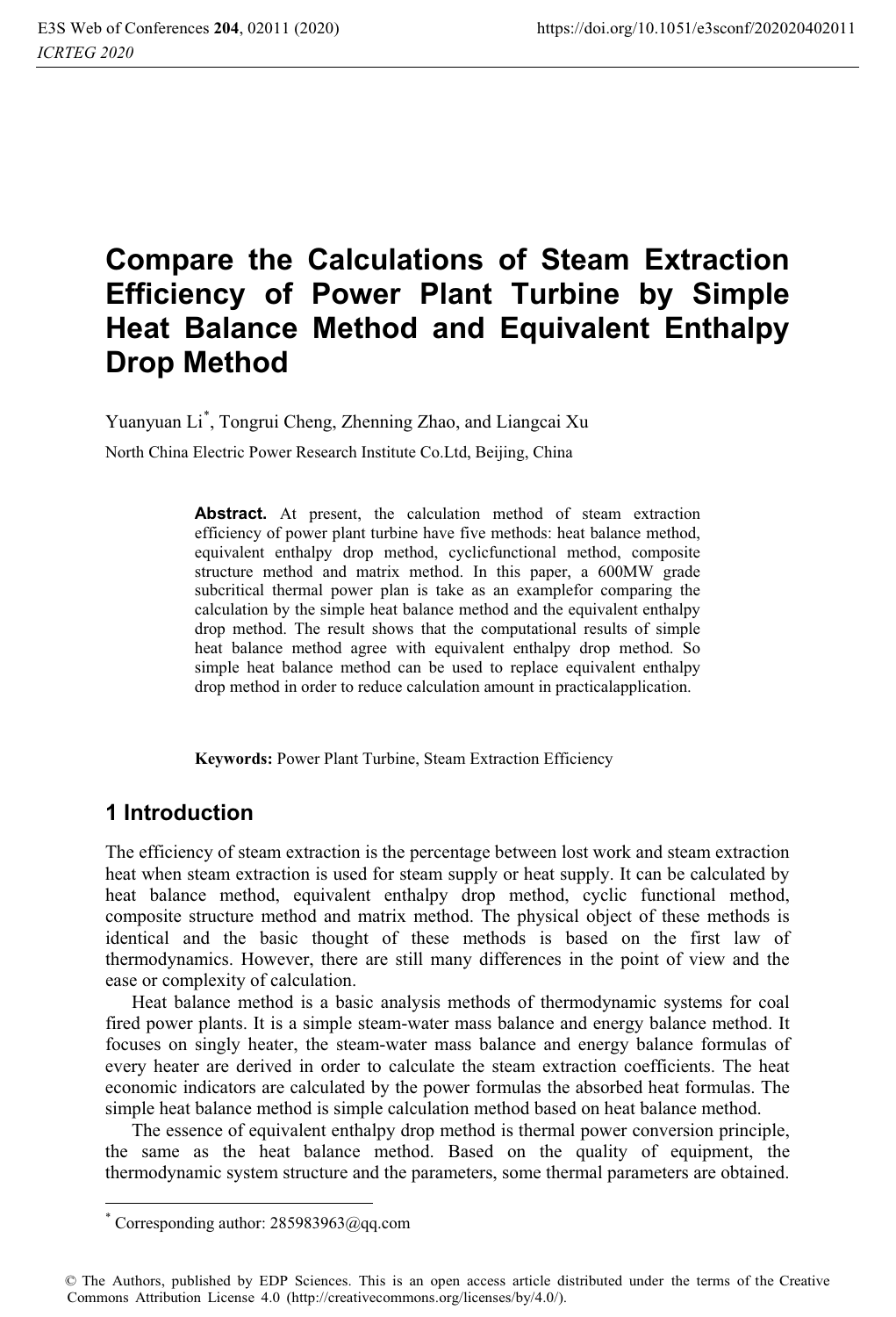# Compare the Calculations of Steam Extraction Efficiency of Power Plant Turbine by Simple Heat Balance Method and Equivalent Enthalpy Drop Method

Yuanyuan Li[*], Tongrui Cheng, Zhenning Zhao, and Liangcai Xu

North China Electric Power Research Institute Co.Ltd, Beijing, China

**Abstract.** At present, the calculation method of steam extraction efficiency of power plant turbine have five methods: heat balance method, equivalent enthalpy drop method, cyclicfunctional method, composite structure method and matrix method. In this paper, a 600MW grade subcritical thermal power plan is take as an examplefor comparing the calculation by the simple heat balance method and the equivalent enthalpy drop method. The result shows that the computational results of simple heat balance method agree with equivalent enthalpy drop method. So simple heat balance method can be used to replace equivalent enthalpy drop method in order to reduce calculation amount in practicalapplication.

**Keywords:** Power Plant Turbine, Steam Extraction Efficiency

## 1 Introduction

The efficiency of steam extraction is the percentage between lost work and steam extraction heat when steam extraction is used for steam supply or heat supply. It can be calculated by heat balance method, equivalent enthalpy drop method, cyclic functional method, composite structure method and matrix method. The physical object of these methods is identical and the basic thought of these methods is based on the first law of thermodynamics. However, there are still many differences in the point of view and the ease or complexity of calculation.

Heat balance method is a basic analysis methods of thermodynamic systems for coal fired power plants. It is a simple steam-water mass balance and energy balance method. It focuses on singly heater, the steam-water mass balance and energy balance formulas of every heater are derived in order to calculate the steam extraction coefficients. The heat economic indicators are calculated by the power formulas the absorbed heat formulas. The simple heat balance method is simple calculation method based on heat balance method.

The essence of equivalent enthalpy drop method is thermal power conversion principle, the same as the heat balance method. Based on the quality of equipment, the thermodynamic system structure and the parameters, some thermal parameters are obtained.

[*] Corresponding author: 285983963@qq.com

© The Authors, published by EDP Sciences. This is an open access article distributed under the terms of the Creative Commons Attribution License 4.0 (http://creativecommons.org/licenses/by/4.0/).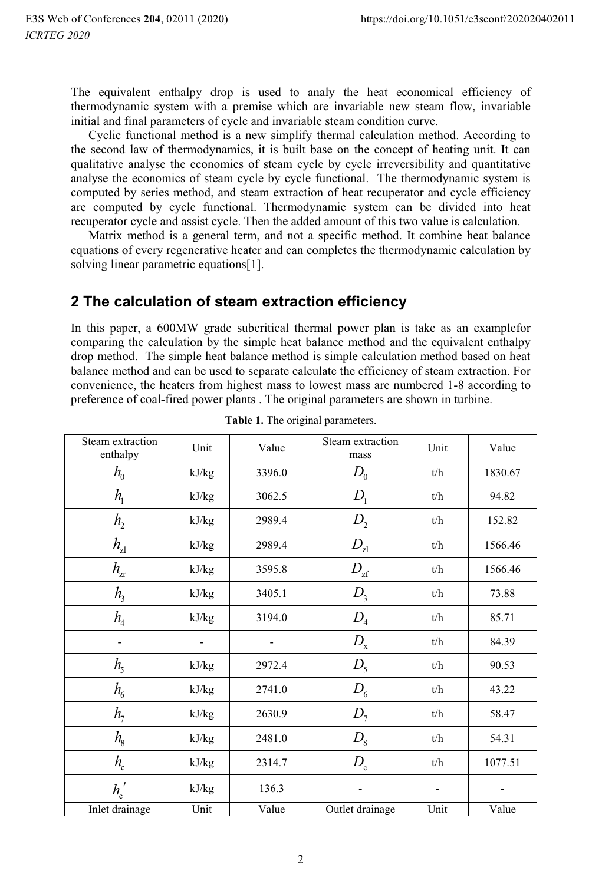The equivalent enthalpy drop is used to analy the heat economical efficiency of thermodynamic system with a premise which are invariable new steam flow, invariable initial and final parameters of cycle and invariable steam condition curve.

Cyclic functional method is a new simplify thermal calculation method. According to the second law of thermodynamics, it is built base on the concept of heating unit. It can qualitative analyse the economics of steam cycle by cycle irreversibility and quantitative analyse the economics of steam cycle by cycle functional. The thermodynamic system is computed by series method, and steam extraction of heat recuperator and cycle efficiency are computed by cycle functional. Thermodynamic system can be divided into heat recuperator cycle and assist cycle. Then the added amount of this two value is calculation.

Matrix method is a general term, and not a specific method. It combine heat balance equations of every regenerative heater and can completes the thermodynamic calculation by solving linear parametric equations[1].

## 2 The calculation of steam extraction efficiency

In this paper, a 600MW grade subcritical thermal power plan is take as an examplefor comparing the calculation by the simple heat balance method and the equivalent enthalpy drop method. The simple heat balance method is simple calculation method based on heat balance method and can be used to separate calculate the efficiency of steam extraction. For convenience, the heaters from highest mass to lowest mass are numbered 1-8 according to preference of coal-fired power plants . The original parameters are shown in turbine.

**Table 1.** The original parameters.

| Steam extraction enthalpy | Unit | Value | Steam extraction mass | Unit | Value |
|---|---|---|---|---|---|
| $h_0$ | kJ/kg | 3396.0 | $D_0$ | t/h | 1830.67 |
| $h_1$ | kJ/kg | 3062.5 | $D_1$ | t/h | 94.82 |
| $h_2$ | kJ/kg | 2989.4 | $D_2$ | t/h | 152.82 |
| $h_{zl}$ | kJ/kg | 2989.4 | $D_{zl}$ | t/h | 1566.46 |
| $h_{zr}$ | kJ/kg | 3595.8 | $D_{zf}$ | t/h | 1566.46 |
| $h_3$ | kJ/kg | 3405.1 | $D_3$ | t/h | 73.88 |
| $h_4$ | kJ/kg | 3194.0 | $D_4$ | t/h | 85.71 |
| - | - | - | $D_x$ | t/h | 84.39 |
| $h_5$ | kJ/kg | 2972.4 | $D_5$ | t/h | 90.53 |
| $h_6$ | kJ/kg | 2741.0 | $D_6$ | t/h | 43.22 |
| $h_7$ | kJ/kg | 2630.9 | $D_7$ | t/h | 58.47 |
| $h_8$ | kJ/kg | 2481.0 | $D_8$ | t/h | 54.31 |
| $h_c$ | kJ/kg | 2314.7 | $D_c$ | t/h | 1077.51 |
| $h_c'$ | kJ/kg | 136.3 | - | - | - |
| Inlet drainage | Unit | Value | Outlet drainage | Unit | Value |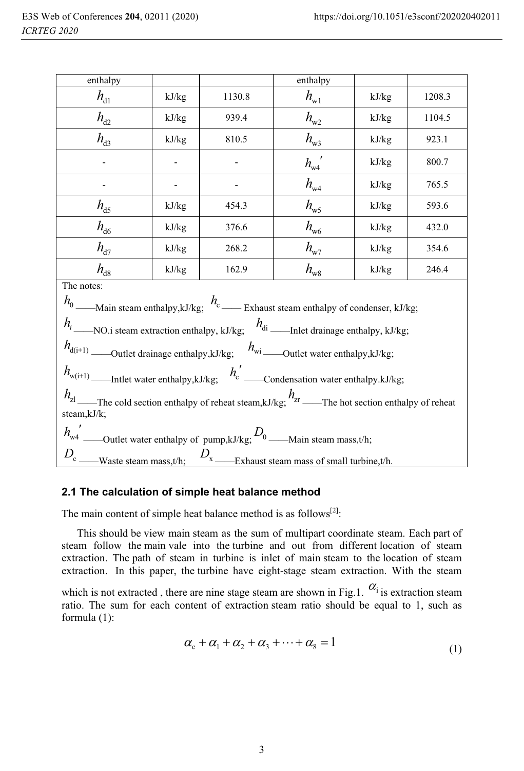| enthalpy | | | enthalpy | | |
|---|---|---|---|---|---|
| $h_{d1}$ | kJ/kg | 1130.8 | $h_{w1}$ | kJ/kg | 1208.3 |
| $h_{d2}$ | kJ/kg | 939.4 | $h_{w2}$ | kJ/kg | 1104.5 |
| $h_{d3}$ | kJ/kg | 810.5 | $h_{w3}$ | kJ/kg | 923.1 |
| - | - | - | $h_{w4}'$ | kJ/kg | 800.7 |
| - | - | - | $h_{w4}$ | kJ/kg | 765.5 |
| $h_{d5}$ | kJ/kg | 454.3 | $h_{w5}$ | kJ/kg | 593.6 |
| $h_{d6}$ | kJ/kg | 376.6 | $h_{w6}$ | kJ/kg | 432.0 |
| $h_{d7}$ | kJ/kg | 268.2 | $h_{w7}$ | kJ/kg | 354.6 |
| $h_{d8}$ | kJ/kg | 162.9 | $h_{w8}$ | kJ/kg | 246.4 |

The notes:

$h_0$ ——Main steam enthalpy,kJ/kg; $h_c$ —— Exhaust steam enthalpy of condenser, kJ/kg;

$h_i$ ——NO.i steam extraction enthalpy, kJ/kg; $h_{di}$ ——Inlet drainage enthalpy, kJ/kg;

$h_{d(i+1)}$ ——Outlet drainage enthalpy,kJ/kg; $h_{wi}$ ——Outlet water enthalpy,kJ/kg;

$h_{w(i+1)}$ ——Intlet water enthalpy,kJ/kg; $h_c'$ ——Condensation water enthalpy.kJ/kg;

$h_{zl}$ ——The cold section enthalpy of reheat steam,kJ/kg; $h_{zr}$ ——The hot section enthalpy of reheat steam,kJ/k;

$h_{w4}'$ ——Outlet water enthalpy of pump,kJ/kg; $D_0$ ——Main steam mass,t/h;

$D_c$ ——Waste steam mass,t/h; $D_x$ ——Exhaust steam mass of small turbine,t/h.

### 2.1 The calculation of simple heat balance method

The main content of simple heat balance method is as follows[2]:

This should be view main steam as the sum of multipart coordinate steam. Each part of steam follow the main vale into the turbine and out from different location of steam extraction. The path of steam in turbine is inlet of main steam to the location of steam extraction. In this paper, the turbine have eight-stage steam extraction. With the steam which is not extracted , there are nine stage steam are shown in Fig.1. $\alpha_i$ is extraction steam ratio. The sum for each content of extraction steam ratio should be equal to 1, such as formula (1):

$$\alpha_c + \alpha_1 + \alpha_2 + \alpha_3 + \cdots + \alpha_8 = 1 \tag{1}$$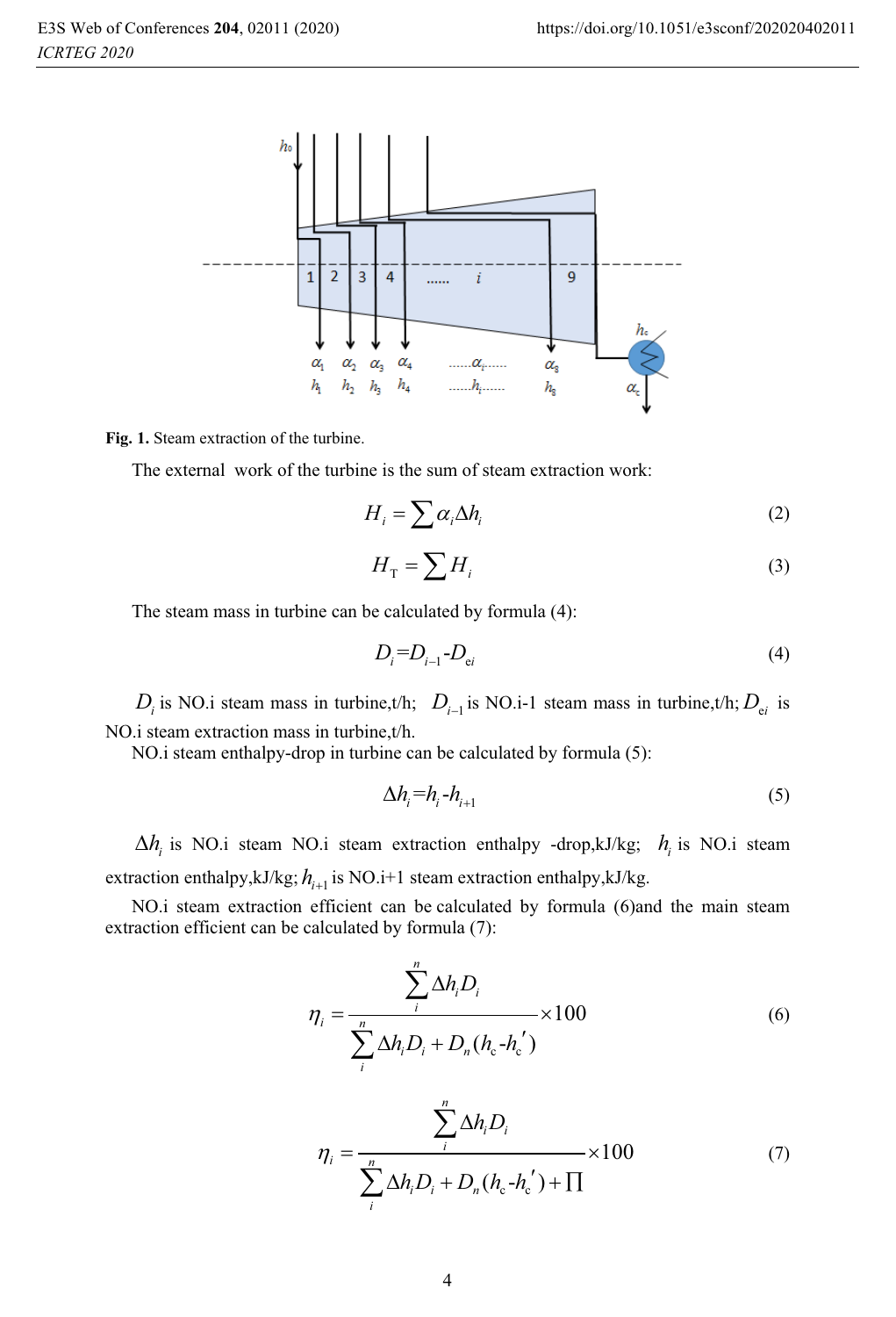Fig. 1. Steam extraction of the turbine.

The external work of the turbine is the sum of steam extraction work:

$$H_i = \sum \alpha_i \Delta h_i \tag{2}$$

$$H_{\mathrm{T}} = \sum H_i \tag{3}$$

The steam mass in turbine can be calculated by formula (4):

$$D_i = D_{i-1} - D_{ei} \tag{4}$$

$D_i$ is NO.i steam mass in turbine,t/h; $D_{i-1}$ is NO.i-1 steam mass in turbine,t/h; $D_{ei}$ is NO.i steam extraction mass in turbine,t/h.

NO.i steam enthalpy-drop in turbine can be calculated by formula (5):

$$\Delta h_i = h_i - h_{i+1} \tag{5}$$

$\Delta h_i$ is NO.i steam NO.i steam extraction enthalpy -drop,kJ/kg; $h_i$ is NO.i steam extraction enthalpy,kJ/kg; $h_{i+1}$ is NO.i+1 steam extraction enthalpy,kJ/kg.

NO.i steam extraction efficient can be calculated by formula (6)and the main steam extraction efficient can be calculated by formula (7):

$$\eta_i = \frac{\sum_i^n \Delta h_i D_i}{\sum_i^n \Delta h_i D_i + D_n (h_c - h_c')} \times 100 \tag{6}$$

$$\eta_i = \frac{\sum_i^n \Delta h_i D_i}{\sum_i^n \Delta h_i D_i + D_n (h_c - h_c') + \prod} \times 100 \tag{7}$$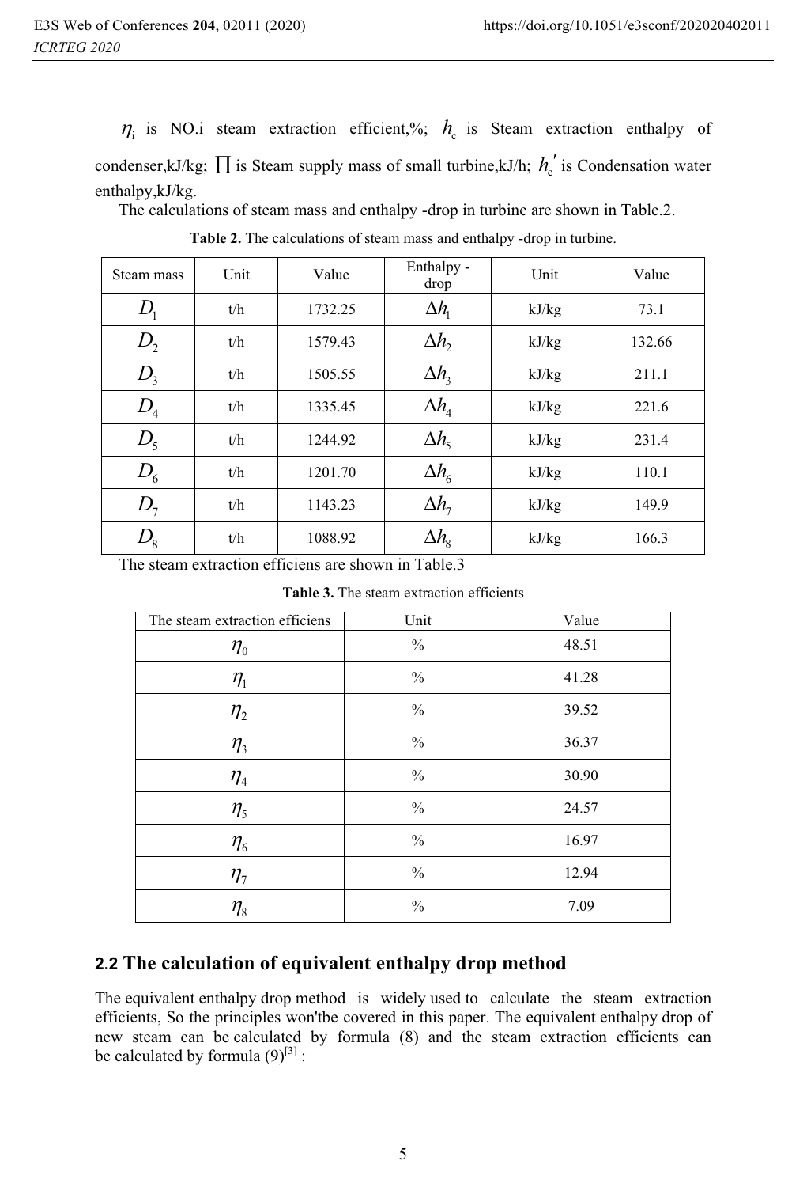$\eta_i$ is NO.i steam extraction efficient,%; $h_c$ is Steam extraction enthalpy of condenser,kJ/kg; $\prod$ is Steam supply mass of small turbine,kJ/h; $h_c'$ is Condensation water enthalpy,kJ/kg.

The calculations of steam mass and enthalpy -drop in turbine are shown in Table.2.

**Table 2.** The calculations of steam mass and enthalpy -drop in turbine.

| Steam mass | Unit | Value | Enthalpy -drop | Unit | Value |
|---|---|---|---|---|---|
| $D_1$ | t/h | 1732.25 | $\Delta h_1$ | kJ/kg | 73.1 |
| $D_2$ | t/h | 1579.43 | $\Delta h_2$ | kJ/kg | 132.66 |
| $D_3$ | t/h | 1505.55 | $\Delta h_3$ | kJ/kg | 211.1 |
| $D_4$ | t/h | 1335.45 | $\Delta h_4$ | kJ/kg | 221.6 |
| $D_5$ | t/h | 1244.92 | $\Delta h_5$ | kJ/kg | 231.4 |
| $D_6$ | t/h | 1201.70 | $\Delta h_6$ | kJ/kg | 110.1 |
| $D_7$ | t/h | 1143.23 | $\Delta h_7$ | kJ/kg | 149.9 |
| $D_8$ | t/h | 1088.92 | $\Delta h_8$ | kJ/kg | 166.3 |

The steam extraction efficiens are shown in Table.3

**Table 3.** The steam extraction efficients

| The steam extraction efficiens | Unit | Value |
|---|---|---|
| $\eta_0$ | % | 48.51 |
| $\eta_1$ | % | 41.28 |
| $\eta_2$ | % | 39.52 |
| $\eta_3$ | % | 36.37 |
| $\eta_4$ | % | 30.90 |
| $\eta_5$ | % | 24.57 |
| $\eta_6$ | % | 16.97 |
| $\eta_7$ | % | 12.94 |
| $\eta_8$ | % | 7.09 |

## 2.2 The calculation of equivalent enthalpy drop method

The equivalent enthalpy drop method is widely used to calculate the steam extraction efficients, So the principles won'tbe covered in this paper. The equivalent enthalpy drop of new steam can be calculated by formula (8) and the steam extraction efficients can be calculated by formula (9)[3] :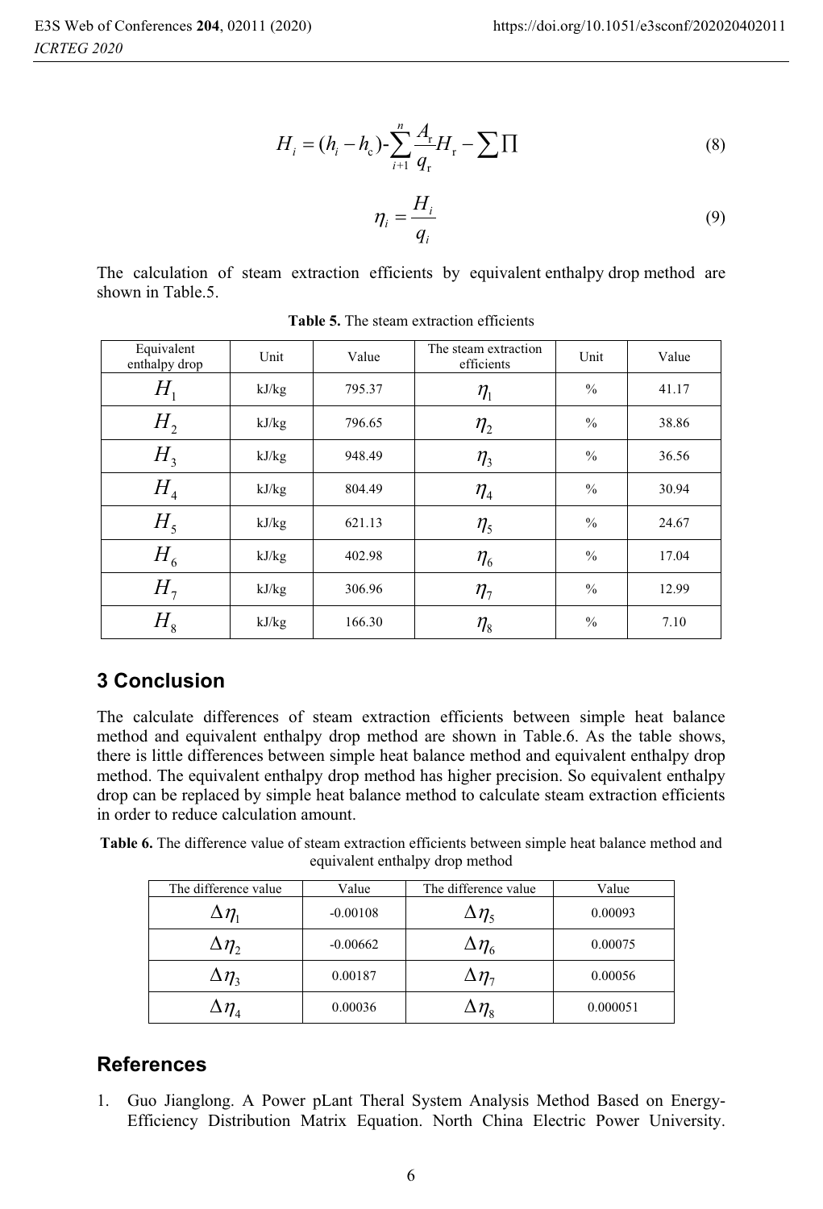$$H_i = (h_i - h_c) - \sum_{i+1}^{n} \frac{A_r}{q_r} H_r - \sum \Pi \tag{8}$$

$$\eta_i = \frac{H_i}{q_i} \tag{9}$$

The calculation of steam extraction efficients by equivalent enthalpy drop method are shown in Table.5.

**Table 5.** The steam extraction efficients

| Equivalent enthalpy drop | Unit | Value | The steam extraction efficients | Unit | Value |
|---|---|---|---|---|---|
| $H_1$ | kJ/kg | 795.37 | $\eta_1$ | % | 41.17 |
| $H_2$ | kJ/kg | 796.65 | $\eta_2$ | % | 38.86 |
| $H_3$ | kJ/kg | 948.49 | $\eta_3$ | % | 36.56 |
| $H_4$ | kJ/kg | 804.49 | $\eta_4$ | % | 30.94 |
| $H_5$ | kJ/kg | 621.13 | $\eta_5$ | % | 24.67 |
| $H_6$ | kJ/kg | 402.98 | $\eta_6$ | % | 17.04 |
| $H_7$ | kJ/kg | 306.96 | $\eta_7$ | % | 12.99 |
| $H_8$ | kJ/kg | 166.30 | $\eta_8$ | % | 7.10 |

## 3 Conclusion

The calculate differences of steam extraction efficients between simple heat balance method and equivalent enthalpy drop method are shown in Table.6. As the table shows, there is little differences between simple heat balance method and equivalent enthalpy drop method. The equivalent enthalpy drop method has higher precision. So equivalent enthalpy drop can be replaced by simple heat balance method to calculate steam extraction efficients in order to reduce calculation amount.

**Table 6.** The difference value of steam extraction efficients between simple heat balance method and equivalent enthalpy drop method

| The difference value | Value | The difference value | Value |
|---|---|---|---|
| $\Delta\eta_1$ | -0.00108 | $\Delta\eta_5$ | 0.00093 |
| $\Delta\eta_2$ | -0.00662 | $\Delta\eta_6$ | 0.00075 |
| $\Delta\eta_3$ | 0.00187 | $\Delta\eta_7$ | 0.00056 |
| $\Delta\eta_4$ | 0.00036 | $\Delta\eta_8$ | 0.000051 |

## References

1. Guo Jianglong. A Power pLant Theral System Analysis Method Based on Energy-Efficiency Distribution Matrix Equation. North China Electric Power University.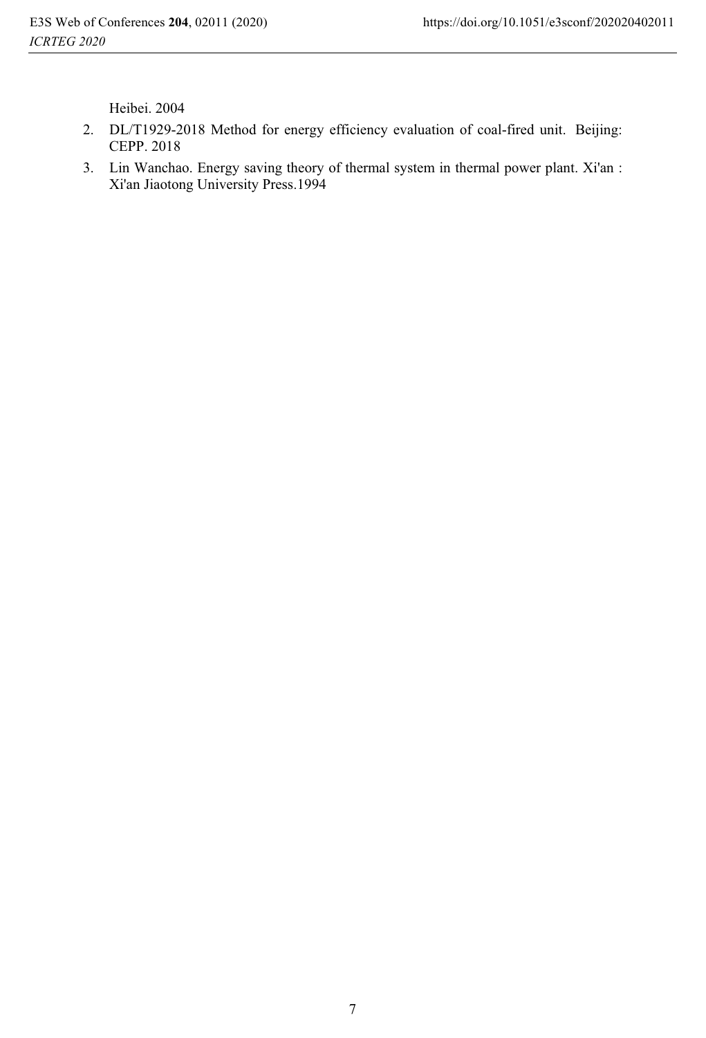Heibei. 2004

2. DL/T1929-2018 Method for energy efficiency evaluation of coal-fired unit. Beijing: CEPP. 2018
3. Lin Wanchao. Energy saving theory of thermal system in thermal power plant. Xi'an : Xi'an Jiaotong University Press.1994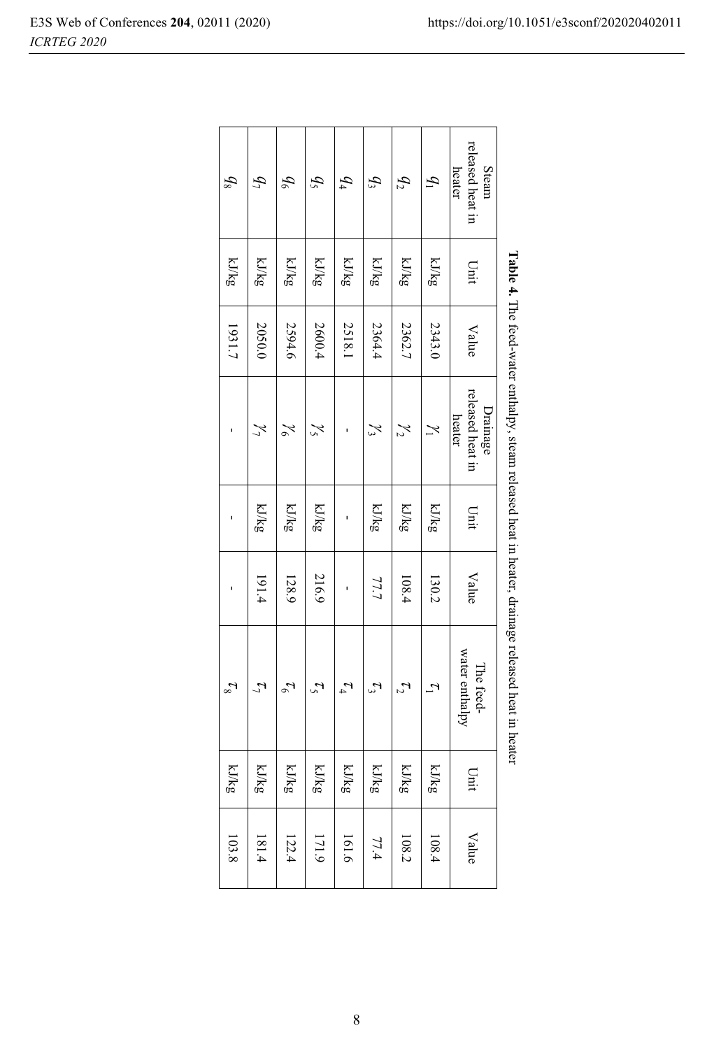**Table 4.** The feed-water enthalpy, steam released heat in heater, drainage released heat in heater

| Steam released heat in heater | Unit | Value | Drainage released heat in heater | Unit | Value | The feed-water enthalpy | Unit | Value |
|---|---|---|---|---|---|---|---|---|
| $q_1$ | kJ/kg | 2343.0 | $\gamma_1$ | kJ/kg | 130.2 | $\tau_1$ | kJ/kg | 108.4 |
| $q_2$ | kJ/kg | 2362.7 | $\gamma_2$ | kJ/kg | 108.4 | $\tau_2$ | kJ/kg | 108.2 |
| $q_3$ | kJ/kg | 2364.4 | $\gamma_3$ | kJ/kg | 77.7 | $\tau_3$ | kJ/kg | 77.4 |
| $q_4$ | kJ/kg | 2518.1 | - | - | - | $\tau_4$ | kJ/kg | 161.6 |
| $q_5$ | kJ/kg | 2600.4 | $\gamma_5$ | kJ/kg | 216.9 | $\tau_5$ | kJ/kg | 171.9 |
| $q_6$ | kJ/kg | 2594.6 | $\gamma_6$ | kJ/kg | 128.9 | $\tau_6$ | kJ/kg | 122.4 |
| $q_7$ | kJ/kg | 2050.0 | $\gamma_7$ | kJ/kg | 191.4 | $\tau_7$ | kJ/kg | 181.4 |
| $q_8$ | kJ/kg | 1931.7 | - | - | - | $\tau_8$ | kJ/kg | 103.8 |